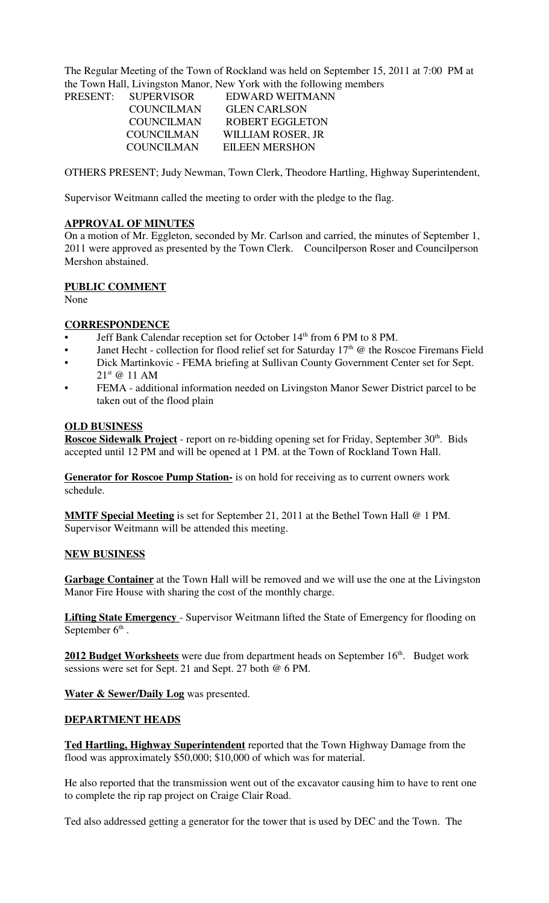The Regular Meeting of the Town of Rockland was held on September 15, 2011 at 7:00 PM at the Town Hall, Livingston Manor, New York with the following members

| PRESENT: | SUPERVISOR | EDWARD WEITMANN |
|---|---|---|
| | COUNCILMAN | GLEN CARLSON |
| | COUNCILMAN | ROBERT EGGLETON |
| | COUNCILMAN | WILLIAM ROSER, JR |
| | COUNCILMAN | EILEEN MERSHON |

OTHERS PRESENT; Judy Newman, Town Clerk, Theodore Hartling, Highway Superintendent,

Supervisor Weitmann called the meeting to order with the pledge to the flag.

**APPROVAL OF MINUTES**

On a motion of Mr. Eggleton, seconded by Mr. Carlson and carried, the minutes of September 1, 2011 were approved as presented by the Town Clerk. Councilperson Roser and Councilperson Mershon abstained.

**PUBLIC COMMENT**

None

**CORRESPONDENCE**

- Jeff Bank Calendar reception set for October 14th from 6 PM to 8 PM.
- Janet Hecht - collection for flood relief set for Saturday 17th @ the Roscoe Firemans Field
- Dick Martinkovic - FEMA briefing at Sullivan County Government Center set for Sept. 21st @ 11 AM
- FEMA - additional information needed on Livingston Manor Sewer District parcel to be taken out of the flood plain

**OLD BUSINESS**

**Roscoe Sidewalk Project** - report on re-bidding opening set for Friday, September 30th. Bids accepted until 12 PM and will be opened at 1 PM. at the Town of Rockland Town Hall.

**Generator for Roscoe Pump Station-** is on hold for receiving as to current owners work schedule.

**MMTF Special Meeting** is set for September 21, 2011 at the Bethel Town Hall @ 1 PM. Supervisor Weitmann will be attended this meeting.

**NEW BUSINESS**

**Garbage Container** at the Town Hall will be removed and we will use the one at the Livingston Manor Fire House with sharing the cost of the monthly charge.

**Lifting State Emergency** - Supervisor Weitmann lifted the State of Emergency for flooding on September 6th .

**2012 Budget Worksheets** were due from department heads on September 16th. Budget work sessions were set for Sept. 21 and Sept. 27 both @ 6 PM.

**Water & Sewer/Daily Log** was presented.

**DEPARTMENT HEADS**

**Ted Hartling, Highway Superintendent** reported that the Town Highway Damage from the flood was approximately $50,000; $10,000 of which was for material.

He also reported that the transmission went out of the excavator causing him to have to rent one to complete the rip rap project on Craige Clair Road.

Ted also addressed getting a generator for the tower that is used by DEC and the Town. The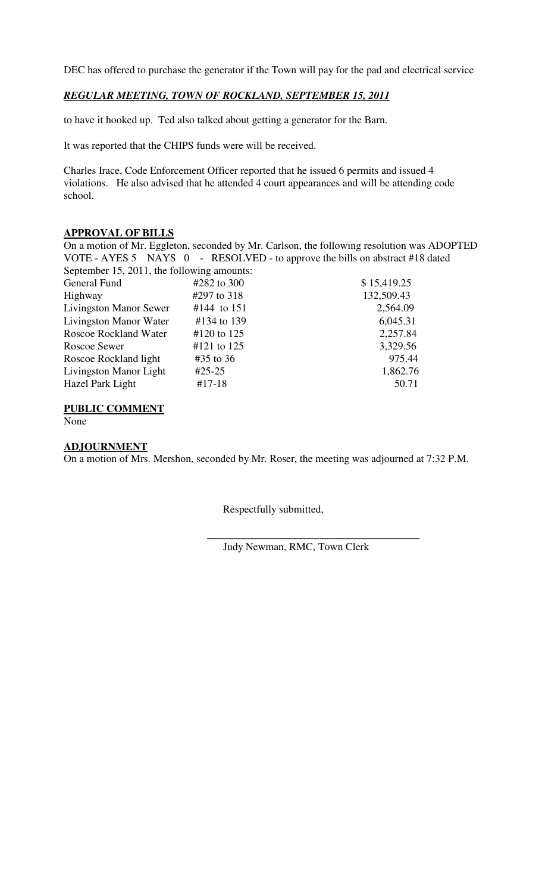DEC has offered to purchase the generator if the Town will pay for the pad and electrical service

to have it hooked up. Ted also talked about getting a generator for the Barn.

It was reported that the CHIPS funds were will be received.

Charles Irace, Code Enforcement Officer reported that he issued 6 permits and issued 4 violations. He also advised that he attended 4 court appearances and will be attending code school.

## APPROVAL OF BILLS

On a motion of Mr. Eggleton, seconded by Mr. Carlson, the following resolution was ADOPTED VOTE - AYES 5 NAYS 0 - RESOLVED - to approve the bills on abstract #18 dated September 15, 2011, the following amounts:

| | | |
|---|---|---|
| General Fund | #282 to 300 | $ 15,419.25 |
| Highway | #297 to 318 | 132,509.43 |
| Livingston Manor Sewer | #144 to 151 | 2,564.09 |
| Livingston Manor Water | #134 to 139 | 6,045.31 |
| Roscoe Rockland Water | #120 to 125 | 2,257.84 |
| Roscoe Sewer | #121 to 125 | 3,329.56 |
| Roscoe Rockland light | #35 to 36 | 975.44 |
| Livingston Manor Light | #25-25 | 1,862.76 |
| Hazel Park Light | #17-18 | 50.71 |

## PUBLIC COMMENT

None

## ADJOURNMENT

On a motion of Mrs. Mershon, seconded by Mr. Roser, the meeting was adjourned at 7:32 P.M.

Respectfully submitted,

\_\_\_\_\_\_\_\_\_\_\_\_\_\_\_\_\_\_\_\_\_\_\_\_\_\_\_\_\_\_\_\_\_\_\_\_\_\_\_\_

Judy Newman, RMC, Town Clerk